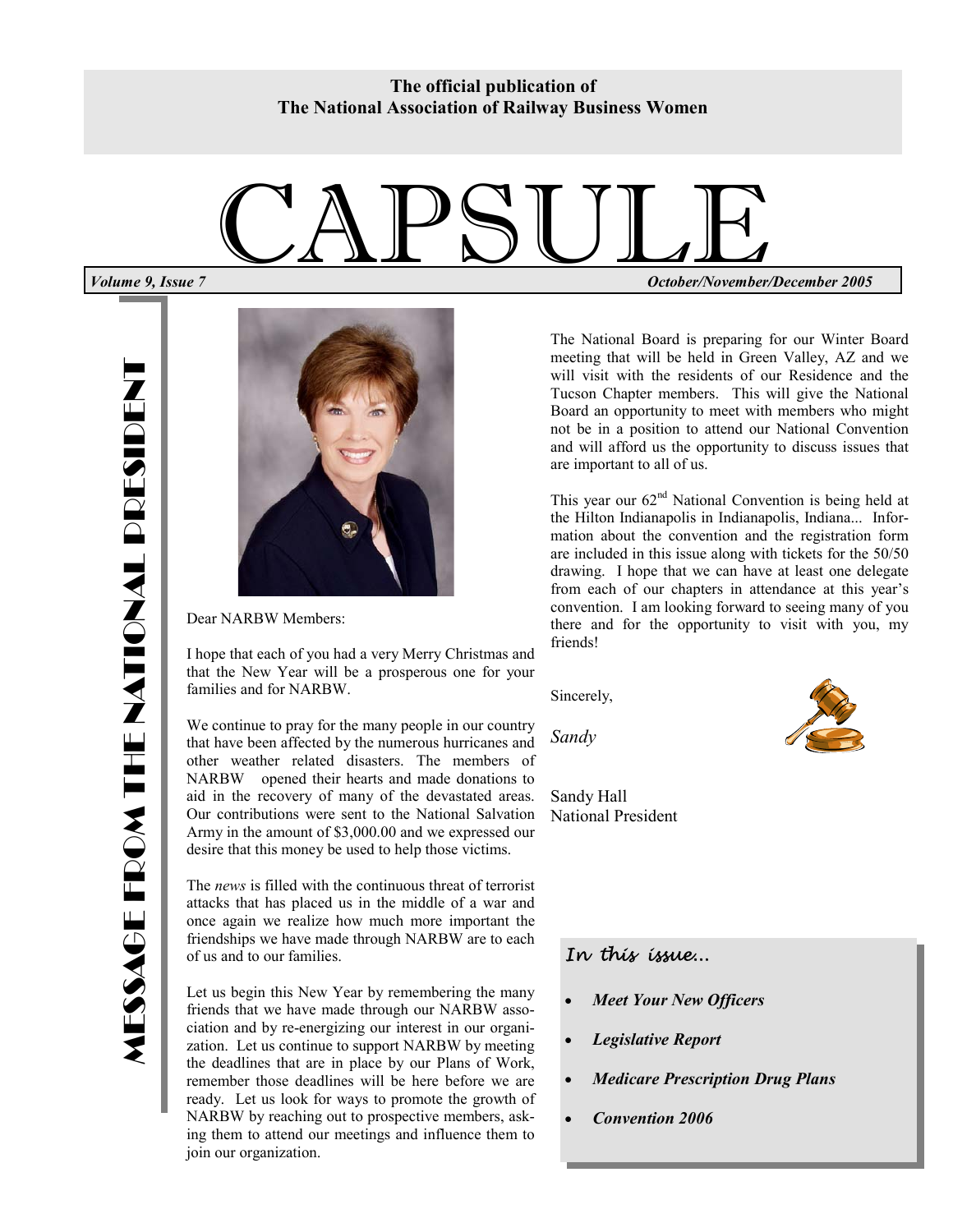The official publication of
The National Association of Railway Business Women

# CAPSULE

*Volume 9, Issue 7* *October/November/December 2005*

## MESSAGE FROM THE NATIONAL PRESIDENT

Dear NARBW Members:

I hope that each of you had a very Merry Christmas and that the New Year will be a prosperous one for your families and for NARBW.

We continue to pray for the many people in our country that have been affected by the numerous hurricanes and other weather related disasters. The members of NARBW opened their hearts and made donations to aid in the recovery of many of the devastated areas. Our contributions were sent to the National Salvation Army in the amount of $3,000.00 and we expressed our desire that this money be used to help those victims.

The *news* is filled with the continuous threat of terrorist attacks that has placed us in the middle of a war and once again we realize how much more important the friendships we have made through NARBW are to each of us and to our families.

Let us begin this New Year by remembering the many friends that we have made through our NARBW association and by re-energizing our interest in our organization. Let us continue to support NARBW by meeting the deadlines that are in place by our Plans of Work, remember those deadlines will be here before we are ready. Let us look for ways to promote the growth of NARBW by reaching out to prospective members, asking them to attend our meetings and influence them to join our organization.

The National Board is preparing for our Winter Board meeting that will be held in Green Valley, AZ and we will visit with the residents of our Residence and the Tucson Chapter members. This will give the National Board an opportunity to meet with members who might not be in a position to attend our National Convention and will afford us the opportunity to discuss issues that are important to all of us.

This year our 62nd National Convention is being held at the Hilton Indianapolis in Indianapolis, Indiana... Information about the convention and the registration form are included in this issue along with tickets for the 50/50 drawing. I hope that we can have at least one delegate from each of our chapters in attendance at this year's convention. I am looking forward to seeing many of you there and for the opportunity to visit with you, my friends!

Sincerely,

*Sandy*

Sandy Hall
National President

### *In this issue...*

- ***Meet Your New Officers***
- ***Legislative Report***
- ***Medicare Prescription Drug Plans***
- ***Convention 2006***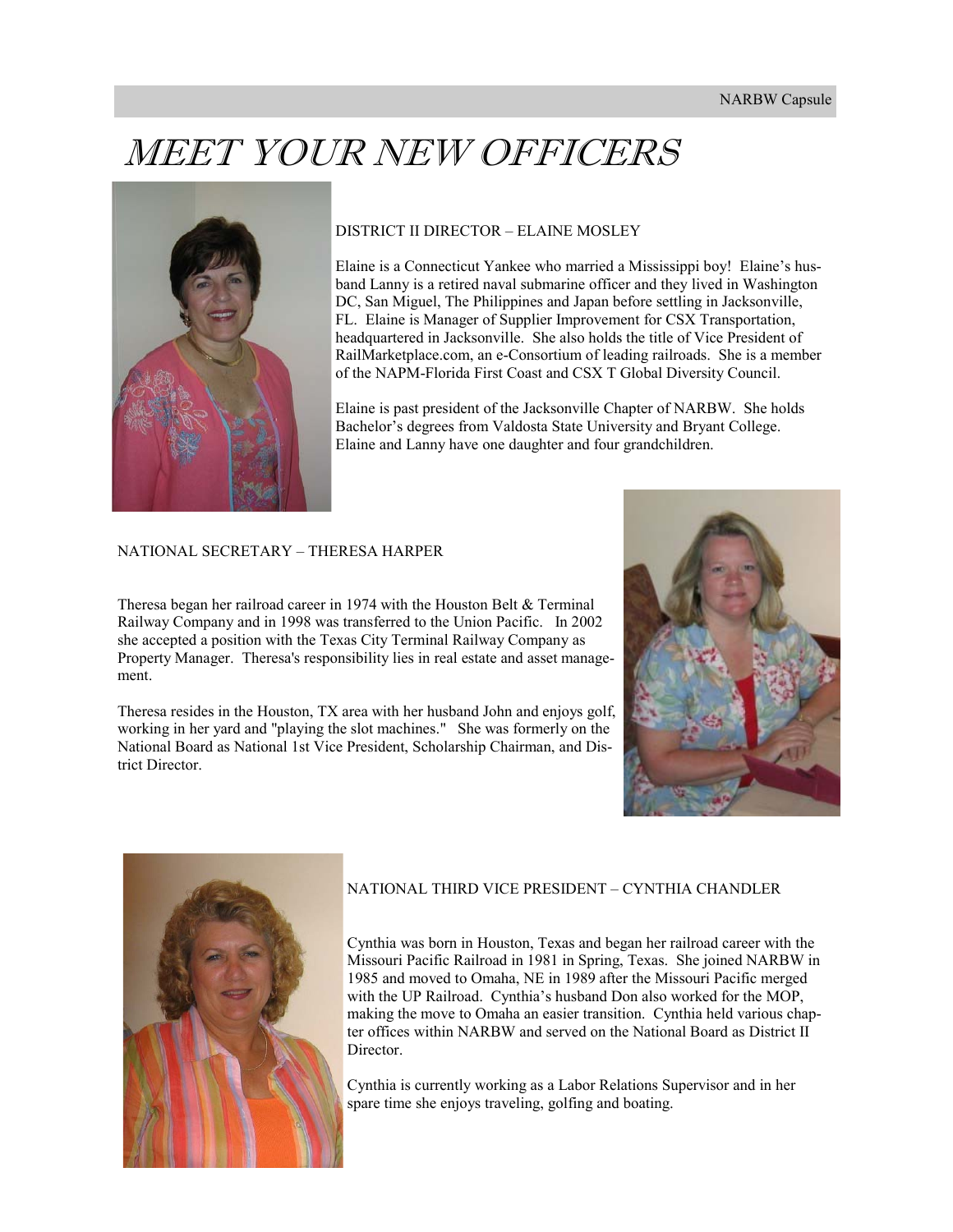# MEET YOUR NEW OFFICERS

DISTRICT II DIRECTOR – ELAINE MOSLEY

Elaine is a Connecticut Yankee who married a Mississippi boy! Elaine's husband Lanny is a retired naval submarine officer and they lived in Washington DC, San Miguel, The Philippines and Japan before settling in Jacksonville, FL. Elaine is Manager of Supplier Improvement for CSX Transportation, headquartered in Jacksonville. She also holds the title of Vice President of RailMarketplace.com, an e-Consortium of leading railroads. She is a member of the NAPM-Florida First Coast and CSX T Global Diversity Council.

Elaine is past president of the Jacksonville Chapter of NARBW. She holds Bachelor's degrees from Valdosta State University and Bryant College. Elaine and Lanny have one daughter and four grandchildren.

NATIONAL SECRETARY – THERESA HARPER

Theresa began her railroad career in 1974 with the Houston Belt & Terminal Railway Company and in 1998 was transferred to the Union Pacific. In 2002 she accepted a position with the Texas City Terminal Railway Company as Property Manager. Theresa's responsibility lies in real estate and asset management.

Theresa resides in the Houston, TX area with her husband John and enjoys golf, working in her yard and "playing the slot machines." She was formerly on the National Board as National 1st Vice President, Scholarship Chairman, and District Director.

NATIONAL THIRD VICE PRESIDENT – CYNTHIA CHANDLER

Cynthia was born in Houston, Texas and began her railroad career with the Missouri Pacific Railroad in 1981 in Spring, Texas. She joined NARBW in 1985 and moved to Omaha, NE in 1989 after the Missouri Pacific merged with the UP Railroad. Cynthia's husband Don also worked for the MOP, making the move to Omaha an easier transition. Cynthia held various chapter offices within NARBW and served on the National Board as District II Director.

Cynthia is currently working as a Labor Relations Supervisor and in her spare time she enjoys traveling, golfing and boating.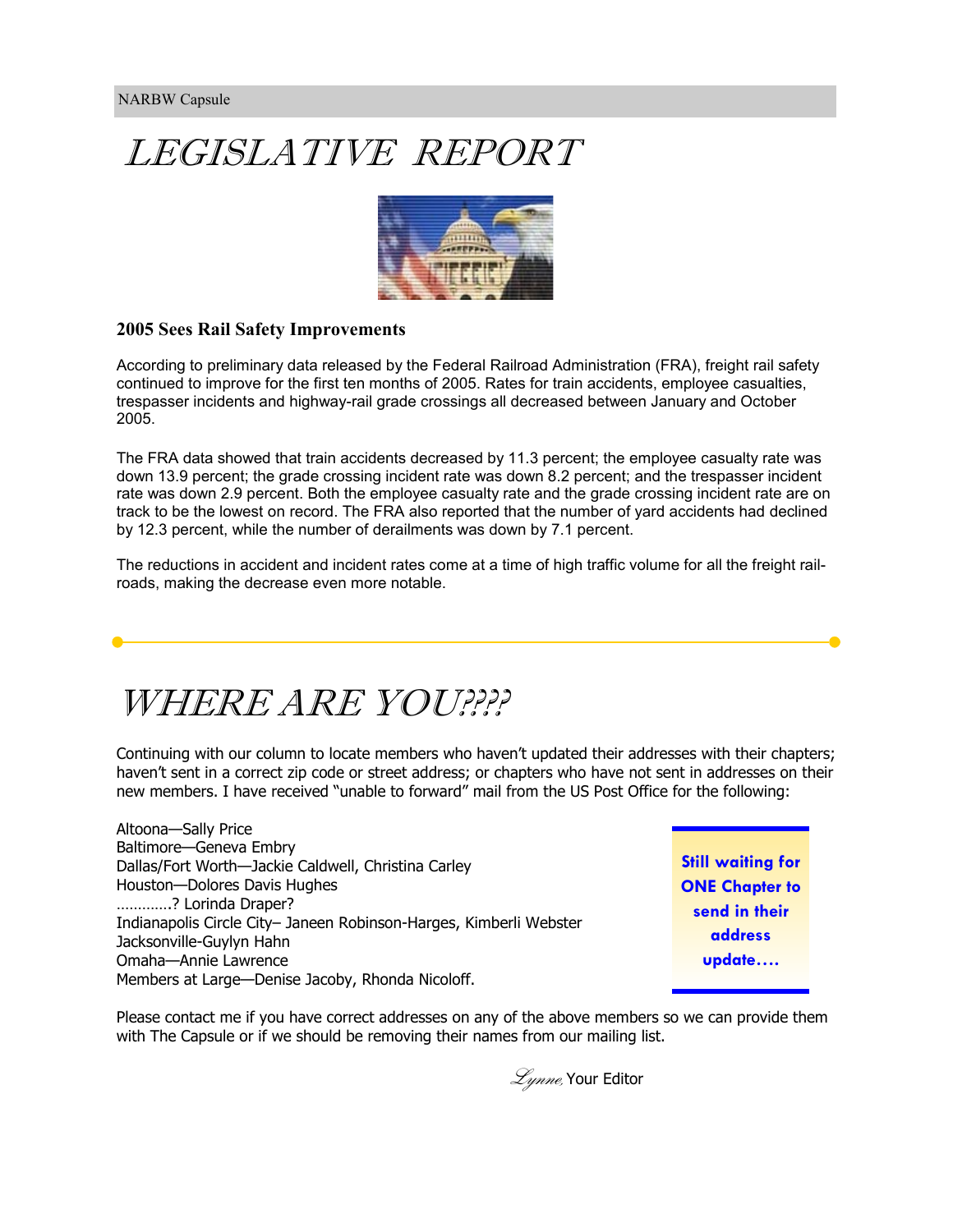# LEGISLATIVE REPORT

### 2005 Sees Rail Safety Improvements

According to preliminary data released by the Federal Railroad Administration (FRA), freight rail safety continued to improve for the first ten months of 2005. Rates for train accidents, employee casualties, trespasser incidents and highway-rail grade crossings all decreased between January and October 2005.

The FRA data showed that train accidents decreased by 11.3 percent; the employee casualty rate was down 13.9 percent; the grade crossing incident rate was down 8.2 percent; and the trespasser incident rate was down 2.9 percent. Both the employee casualty rate and the grade crossing incident rate are on track to be the lowest on record. The FRA also reported that the number of yard accidents had declined by 12.3 percent, while the number of derailments was down by 7.1 percent.

The reductions in accident and incident rates come at a time of high traffic volume for all the freight railroads, making the decrease even more notable.

---

# WHERE ARE YOU????

Continuing with our column to locate members who haven't updated their addresses with their chapters; haven't sent in a correct zip code or street address; or chapters who have not sent in addresses on their new members. I have received "unable to forward" mail from the US Post Office for the following:

Altoona—Sally Price
Baltimore—Geneva Embry
Dallas/Fort Worth—Jackie Caldwell, Christina Carley
Houston—Dolores Davis Hughes
…………? Lorinda Draper?
Indianapolis Circle City– Janeen Robinson-Harges, Kimberli Webster
Jacksonville-Guylyn Hahn
Omaha—Annie Lawrence
Members at Large—Denise Jacoby, Rhonda Nicoloff.

**Still waiting for ONE Chapter to send in their address update….**

Please contact me if you have correct addresses on any of the above members so we can provide them with The Capsule or if we should be removing their names from our mailing list.

*Lynne*, Your Editor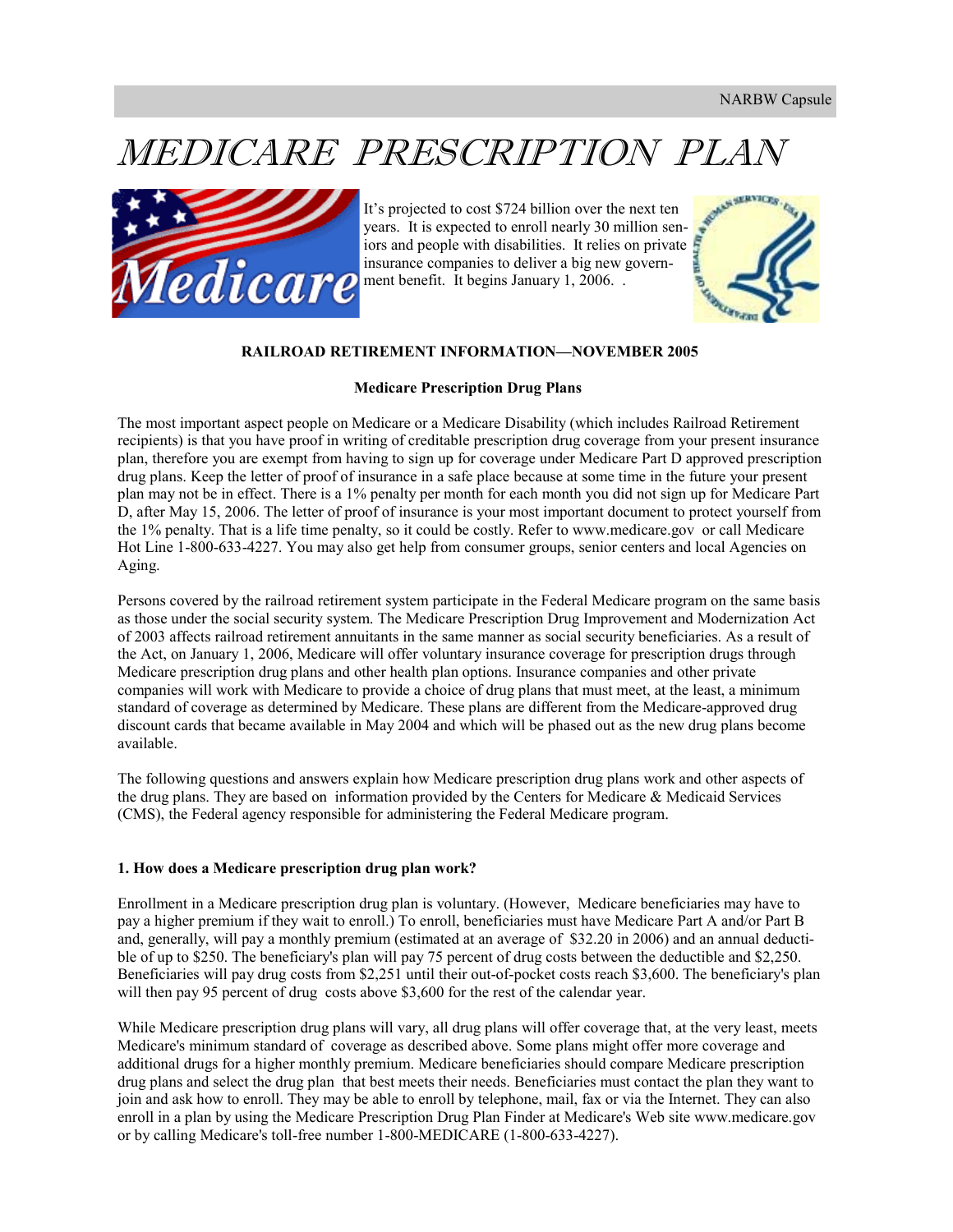NARBW Capsule

# MEDICARE PRESCRIPTION PLAN

It's projected to cost $724 billion over the next ten years. It is expected to enroll nearly 30 million seniors and people with disabilities. It relies on private insurance companies to deliver a big new government benefit. It begins January 1, 2006. .

**RAILROAD RETIREMENT INFORMATION—NOVEMBER 2005**

**Medicare Prescription Drug Plans**

The most important aspect people on Medicare or a Medicare Disability (which includes Railroad Retirement recipients) is that you have proof in writing of creditable prescription drug coverage from your present insurance plan, therefore you are exempt from having to sign up for coverage under Medicare Part D approved prescription drug plans. Keep the letter of proof of insurance in a safe place because at some time in the future your present plan may not be in effect. There is a 1% penalty per month for each month you did not sign up for Medicare Part D, after May 15, 2006. The letter of proof of insurance is your most important document to protect yourself from the 1% penalty. That is a life time penalty, so it could be costly. Refer to www.medicare.gov or call Medicare Hot Line 1-800-633-4227. You may also get help from consumer groups, senior centers and local Agencies on Aging.

Persons covered by the railroad retirement system participate in the Federal Medicare program on the same basis as those under the social security system. The Medicare Prescription Drug Improvement and Modernization Act of 2003 affects railroad retirement annuitants in the same manner as social security beneficiaries. As a result of the Act, on January 1, 2006, Medicare will offer voluntary insurance coverage for prescription drugs through Medicare prescription drug plans and other health plan options. Insurance companies and other private companies will work with Medicare to provide a choice of drug plans that must meet, at the least, a minimum standard of coverage as determined by Medicare. These plans are different from the Medicare-approved drug discount cards that became available in May 2004 and which will be phased out as the new drug plans become available.

The following questions and answers explain how Medicare prescription drug plans work and other aspects of the drug plans. They are based on information provided by the Centers for Medicare & Medicaid Services (CMS), the Federal agency responsible for administering the Federal Medicare program.

**1. How does a Medicare prescription drug plan work?**

Enrollment in a Medicare prescription drug plan is voluntary. (However, Medicare beneficiaries may have to pay a higher premium if they wait to enroll.) To enroll, beneficiaries must have Medicare Part A and/or Part B and, generally, will pay a monthly premium (estimated at an average of $32.20 in 2006) and an annual deductible of up to $250. The beneficiary's plan will pay 75 percent of drug costs between the deductible and $2,250. Beneficiaries will pay drug costs from $2,251 until their out-of-pocket costs reach $3,600. The beneficiary's plan will then pay 95 percent of drug costs above $3,600 for the rest of the calendar year.

While Medicare prescription drug plans will vary, all drug plans will offer coverage that, at the very least, meets Medicare's minimum standard of coverage as described above. Some plans might offer more coverage and additional drugs for a higher monthly premium. Medicare beneficiaries should compare Medicare prescription drug plans and select the drug plan that best meets their needs. Beneficiaries must contact the plan they want to join and ask how to enroll. They may be able to enroll by telephone, mail, fax or via the Internet. They can also enroll in a plan by using the Medicare Prescription Drug Plan Finder at Medicare's Web site www.medicare.gov or by calling Medicare's toll-free number 1-800-MEDICARE (1-800-633-4227).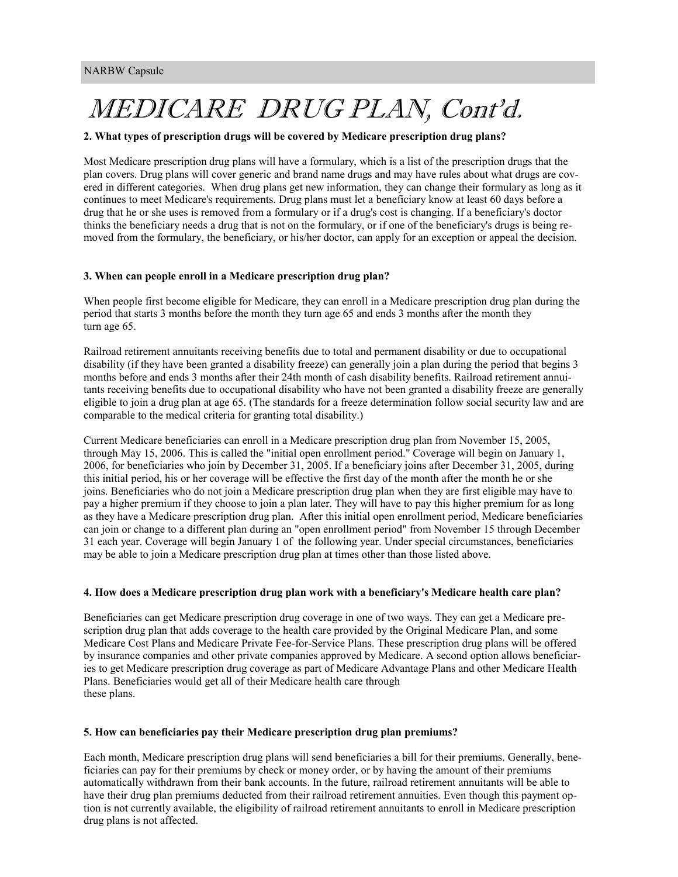# MEDICARE DRUG PLAN, Cont'd.

**2. What types of prescription drugs will be covered by Medicare prescription drug plans?**

Most Medicare prescription drug plans will have a formulary, which is a list of the prescription drugs that the plan covers. Drug plans will cover generic and brand name drugs and may have rules about what drugs are covered in different categories. When drug plans get new information, they can change their formulary as long as it continues to meet Medicare's requirements. Drug plans must let a beneficiary know at least 60 days before a drug that he or she uses is removed from a formulary or if a drug's cost is changing. If a beneficiary's doctor thinks the beneficiary needs a drug that is not on the formulary, or if one of the beneficiary's drugs is being removed from the formulary, the beneficiary, or his/her doctor, can apply for an exception or appeal the decision.

**3. When can people enroll in a Medicare prescription drug plan?**

When people first become eligible for Medicare, they can enroll in a Medicare prescription drug plan during the period that starts 3 months before the month they turn age 65 and ends 3 months after the month they turn age 65.

Railroad retirement annuitants receiving benefits due to total and permanent disability or due to occupational disability (if they have been granted a disability freeze) can generally join a plan during the period that begins 3 months before and ends 3 months after their 24th month of cash disability benefits. Railroad retirement annuitants receiving benefits due to occupational disability who have not been granted a disability freeze are generally eligible to join a drug plan at age 65. (The standards for a freeze determination follow social security law and are comparable to the medical criteria for granting total disability.)

Current Medicare beneficiaries can enroll in a Medicare prescription drug plan from November 15, 2005, through May 15, 2006. This is called the "initial open enrollment period." Coverage will begin on January 1, 2006, for beneficiaries who join by December 31, 2005. If a beneficiary joins after December 31, 2005, during this initial period, his or her coverage will be effective the first day of the month after the month he or she joins. Beneficiaries who do not join a Medicare prescription drug plan when they are first eligible may have to pay a higher premium if they choose to join a plan later. They will have to pay this higher premium for as long as they have a Medicare prescription drug plan. After this initial open enrollment period, Medicare beneficiaries can join or change to a different plan during an "open enrollment period" from November 15 through December 31 each year. Coverage will begin January 1 of the following year. Under special circumstances, beneficiaries may be able to join a Medicare prescription drug plan at times other than those listed above.

**4. How does a Medicare prescription drug plan work with a beneficiary's Medicare health care plan?**

Beneficiaries can get Medicare prescription drug coverage in one of two ways. They can get a Medicare prescription drug plan that adds coverage to the health care provided by the Original Medicare Plan, and some Medicare Cost Plans and Medicare Private Fee-for-Service Plans. These prescription drug plans will be offered by insurance companies and other private companies approved by Medicare. A second option allows beneficiaries to get Medicare prescription drug coverage as part of Medicare Advantage Plans and other Medicare Health Plans. Beneficiaries would get all of their Medicare health care through these plans.

**5. How can beneficiaries pay their Medicare prescription drug plan premiums?**

Each month, Medicare prescription drug plans will send beneficiaries a bill for their premiums. Generally, beneficiaries can pay for their premiums by check or money order, or by having the amount of their premiums automatically withdrawn from their bank accounts. In the future, railroad retirement annuitants will be able to have their drug plan premiums deducted from their railroad retirement annuities. Even though this payment option is not currently available, the eligibility of railroad retirement annuitants to enroll in Medicare prescription drug plans is not affected.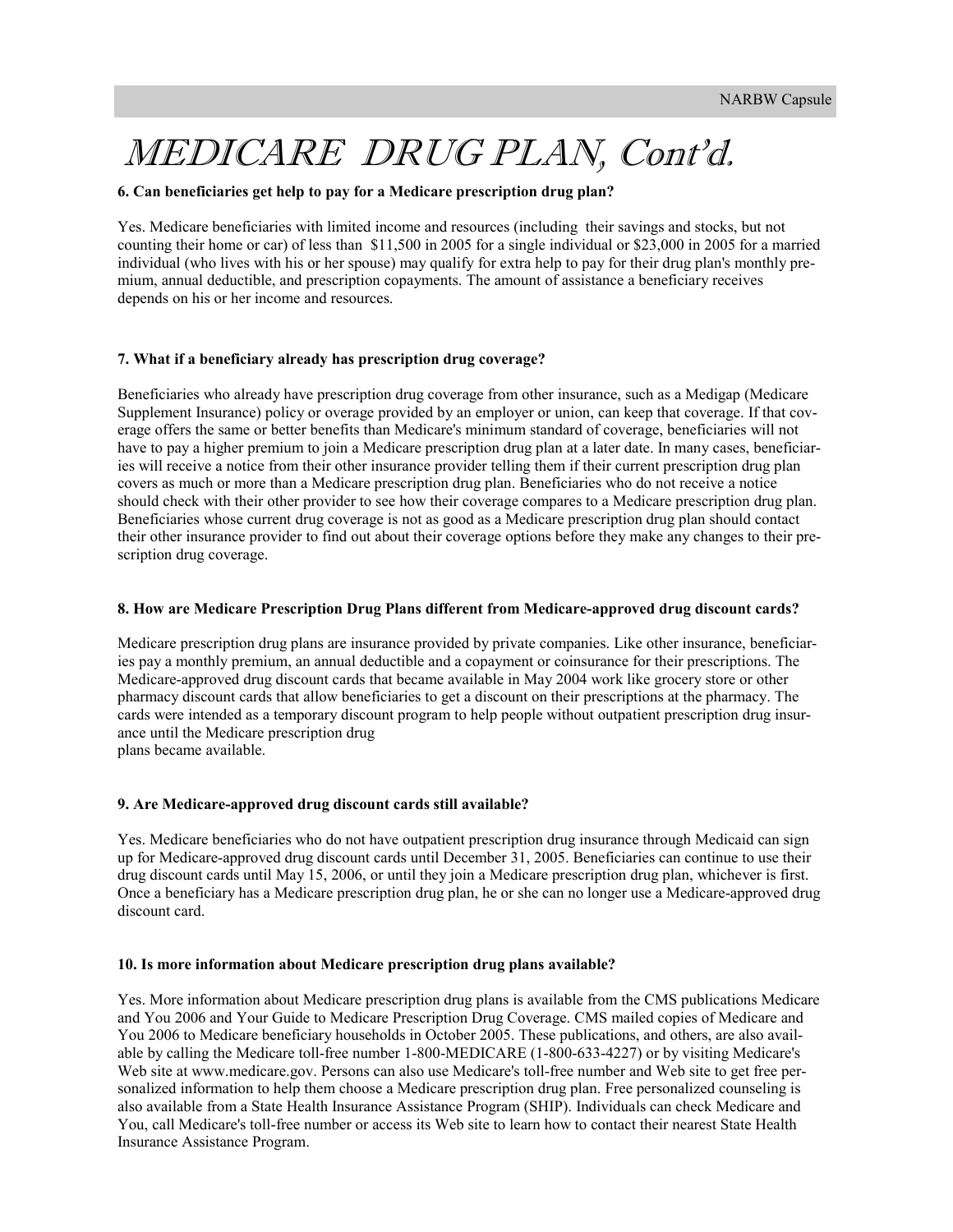# MEDICARE DRUG PLAN, Cont'd.

**6. Can beneficiaries get help to pay for a Medicare prescription drug plan?**

Yes. Medicare beneficiaries with limited income and resources (including their savings and stocks, but not counting their home or car) of less than $11,500 in 2005 for a single individual or $23,000 in 2005 for a married individual (who lives with his or her spouse) may qualify for extra help to pay for their drug plan's monthly premium, annual deductible, and prescription copayments. The amount of assistance a beneficiary receives depends on his or her income and resources.

**7. What if a beneficiary already has prescription drug coverage?**

Beneficiaries who already have prescription drug coverage from other insurance, such as a Medigap (Medicare Supplement Insurance) policy or overage provided by an employer or union, can keep that coverage. If that coverage offers the same or better benefits than Medicare's minimum standard of coverage, beneficiaries will not have to pay a higher premium to join a Medicare prescription drug plan at a later date. In many cases, beneficiaries will receive a notice from their other insurance provider telling them if their current prescription drug plan covers as much or more than a Medicare prescription drug plan. Beneficiaries who do not receive a notice should check with their other provider to see how their coverage compares to a Medicare prescription drug plan. Beneficiaries whose current drug coverage is not as good as a Medicare prescription drug plan should contact their other insurance provider to find out about their coverage options before they make any changes to their prescription drug coverage.

**8. How are Medicare Prescription Drug Plans different from Medicare-approved drug discount cards?**

Medicare prescription drug plans are insurance provided by private companies. Like other insurance, beneficiaries pay a monthly premium, an annual deductible and a copayment or coinsurance for their prescriptions. The Medicare-approved drug discount cards that became available in May 2004 work like grocery store or other pharmacy discount cards that allow beneficiaries to get a discount on their prescriptions at the pharmacy. The cards were intended as a temporary discount program to help people without outpatient prescription drug insurance until the Medicare prescription drug plans became available.

**9. Are Medicare-approved drug discount cards still available?**

Yes. Medicare beneficiaries who do not have outpatient prescription drug insurance through Medicaid can sign up for Medicare-approved drug discount cards until December 31, 2005. Beneficiaries can continue to use their drug discount cards until May 15, 2006, or until they join a Medicare prescription drug plan, whichever is first. Once a beneficiary has a Medicare prescription drug plan, he or she can no longer use a Medicare-approved drug discount card.

**10. Is more information about Medicare prescription drug plans available?**

Yes. More information about Medicare prescription drug plans is available from the CMS publications Medicare and You 2006 and Your Guide to Medicare Prescription Drug Coverage. CMS mailed copies of Medicare and You 2006 to Medicare beneficiary households in October 2005. These publications, and others, are also available by calling the Medicare toll-free number 1-800-MEDICARE (1-800-633-4227) or by visiting Medicare's Web site at www.medicare.gov. Persons can also use Medicare's toll-free number and Web site to get free personalized information to help them choose a Medicare prescription drug plan. Free personalized counseling is also available from a State Health Insurance Assistance Program (SHIP). Individuals can check Medicare and You, call Medicare's toll-free number or access its Web site to learn how to contact their nearest State Health Insurance Assistance Program.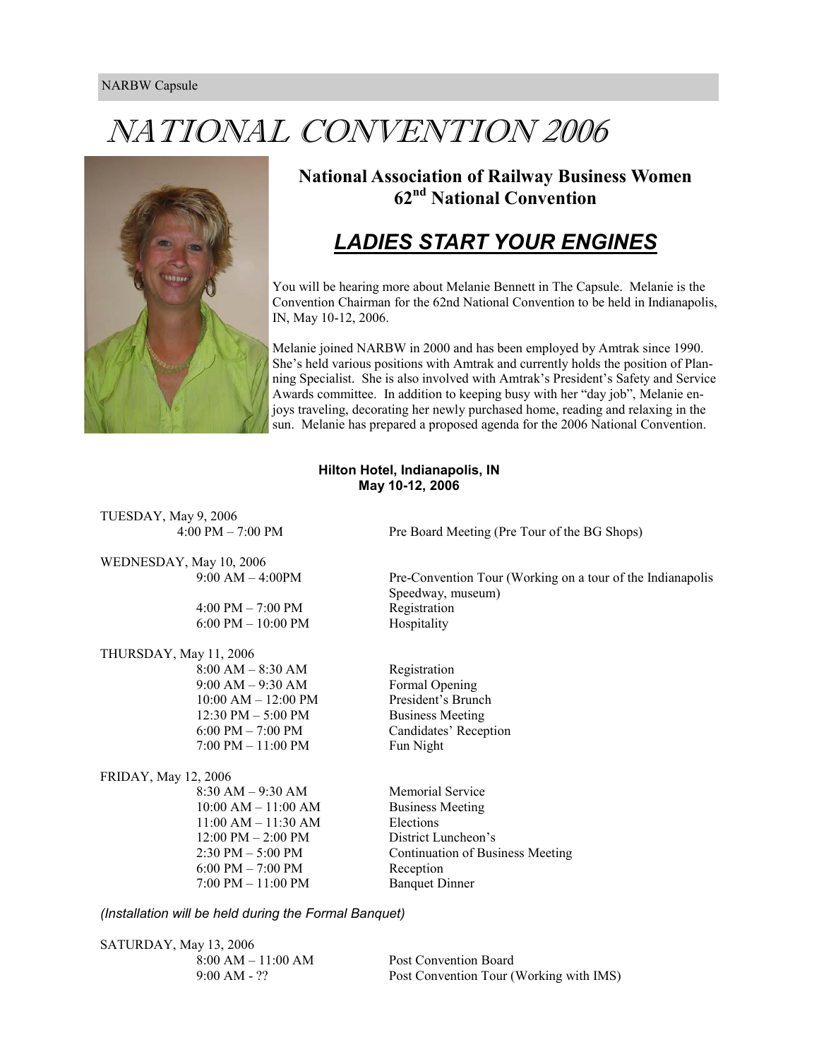# NATIONAL CONVENTION 2006

## National Association of Railway Business Women 62nd National Convention

## *LADIES START YOUR ENGINES*

You will be hearing more about Melanie Bennett in The Capsule. Melanie is the Convention Chairman for the 62nd National Convention to be held in Indianapolis, IN, May 10-12, 2006.

Melanie joined NARBW in 2000 and has been employed by Amtrak since 1990. She's held various positions with Amtrak and currently holds the position of Planning Specialist. She is also involved with Amtrak's President's Safety and Service Awards committee. In addition to keeping busy with her "day job", Melanie enjoys traveling, decorating her newly purchased home, reading and relaxing in the sun. Melanie has prepared a proposed agenda for the 2006 National Convention.

**Hilton Hotel, Indianapolis, IN**
**May 10-12, 2006**

TUESDAY, May 9, 2006

| | |
|---|---|
| 4:00 PM – 7:00 PM | Pre Board Meeting (Pre Tour of the BG Shops) |

WEDNESDAY, May 10, 2006

| | |
|---|---|
| 9:00 AM – 4:00PM | Pre-Convention Tour (Working on a tour of the Indianapolis Speedway, museum) |
| 4:00 PM – 7:00 PM | Registration |
| 6:00 PM – 10:00 PM | Hospitality |

THURSDAY, May 11, 2006

| | |
|---|---|
| 8:00 AM – 8:30 AM | Registration |
| 9:00 AM – 9:30 AM | Formal Opening |
| 10:00 AM – 12:00 PM | President's Brunch |
| 12:30 PM – 5:00 PM | Business Meeting |
| 6:00 PM – 7:00 PM | Candidates' Reception |
| 7:00 PM – 11:00 PM | Fun Night |

FRIDAY, May 12, 2006

| | |
|---|---|
| 8:30 AM – 9:30 AM | Memorial Service |
| 10:00 AM – 11:00 AM | Business Meeting |
| 11:00 AM – 11:30 AM | Elections |
| 12:00 PM – 2:00 PM | District Luncheon's |
| 2:30 PM – 5:00 PM | Continuation of Business Meeting |
| 6:00 PM – 7:00 PM | Reception |
| 7:00 PM – 11:00 PM | Banquet Dinner |

*(Installation will be held during the Formal Banquet)*

SATURDAY, May 13, 2006

| | |
|---|---|
| 8:00 AM – 11:00 AM | Post Convention Board |
| 9:00 AM - ?? | Post Convention Tour (Working with IMS) |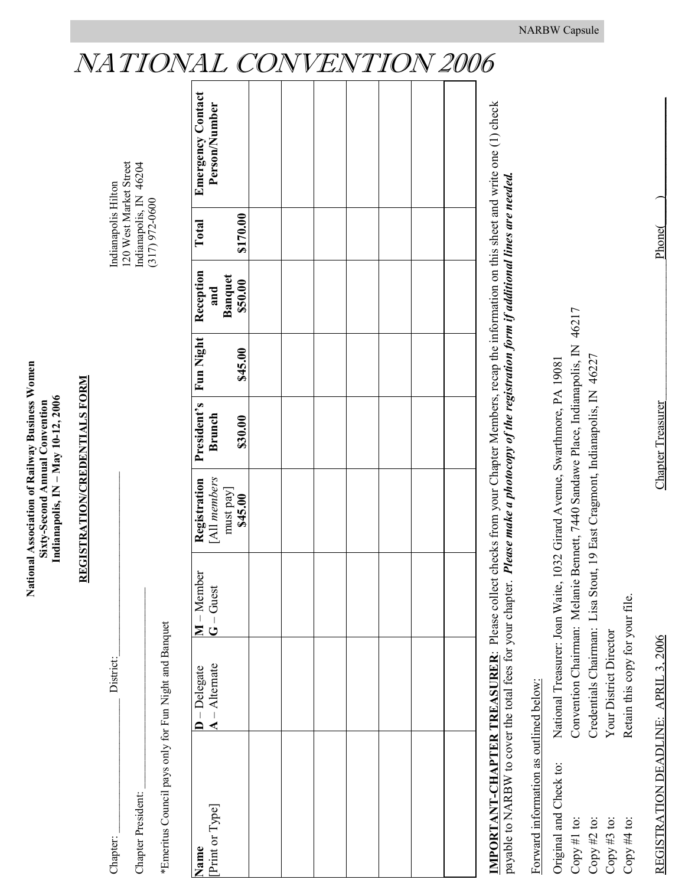# NATIONAL CONVENTION 2006

**National Association of Railway Business Women**
**Sixty-Second Annual Convention**
**Indianapolis, IN – May 10-12, 2006**

Indianapolis Hilton
120 West Market Street
Indianapolis, IN 46204
(317) 972-0600

**REGISTRATION/CREDENTIALS FORM**

Chapter: ______________ District: ______________

Chapter President: ______________

*Emeritus Council pays only for Fun Night and Banquet

| **Name** [Print or Type] | **D** – Delegate **A** – Alternate | **M** – Member **G** – Guest | **Registration** [All *members* must pay] **$45.00** | **President's Brunch** **$30.00** | **Fun Night** **$45.00** | **Reception and Banquet** **$50.00** | **Total** **$170.00** | **Emergency Contact Person/Number** |
|---|---|---|---|---|---|---|---|---|
| | | | | | | | | |
| | | | | | | | | |
| | | | | | | | | |
| | | | | | | | | |
| | | | | | | | | |
| | | | | | | | | |
| | | | | | | | | |

**IMPORTANT-CHAPTER TREASURER**: Please collect checks from your Chapter Members, recap the information on this sheet and write one (1) check payable to NARBW to cover the total fees for your chapter. ***Please make a photocopy of the registration form if additional lines are needed.***

Forward information as outlined below:

Original and Check to: National Treasurer: Joan Waite, 1032 Girard Avenue, Swarthmore, PA 19081
Copy #1 to: Convention Chairman: Melanie Bennett, 7440 Sandawe Place, Indianapolis, IN 46217
Copy #2 to: Credentials Chairman: Lisa Stout, 19 East Cragmont, Indianapolis, IN 46227
Copy #3 to: Your District Director
Copy #4 to: Retain this copy for your file.

REGISTRATION DEADLINE: APRIL 3, 2006 Chapter Treasurer______________ Phone( )______________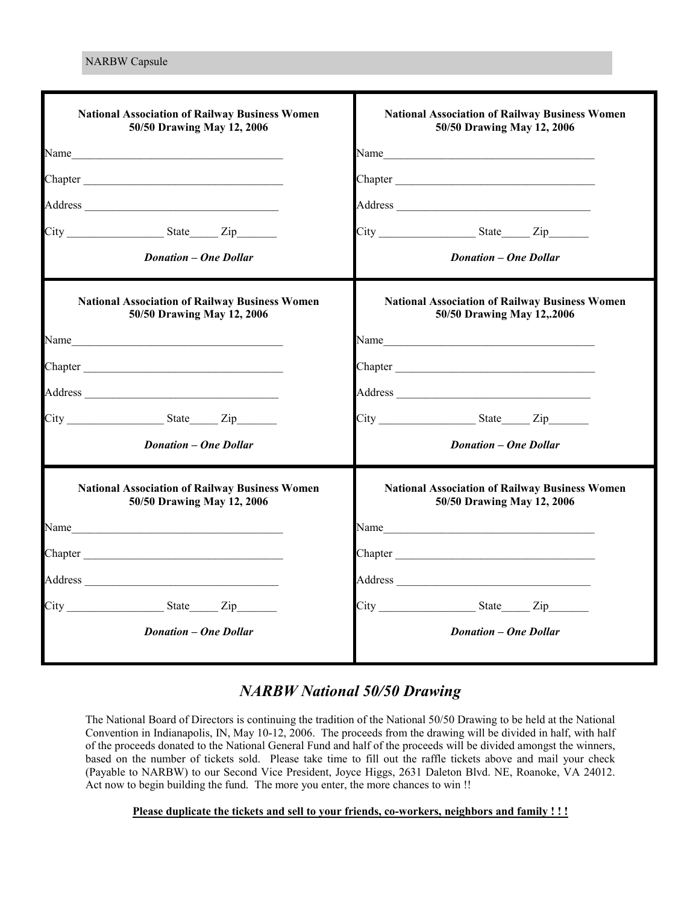**National Association of Railway Business Women**
**50/50 Drawing May 12, 2006**

Name_____________________________________

Chapter ___________________________________

Address __________________________________

City _________________ State_____ Zip_______

***Donation – One Dollar***

**National Association of Railway Business Women**
**50/50 Drawing May 12, 2006**

Name_____________________________________

Chapter ___________________________________

Address __________________________________

City _________________ State_____ Zip_______

***Donation – One Dollar***

**National Association of Railway Business Women**
**50/50 Drawing May 12, 2006**

Name_____________________________________

Chapter ___________________________________

Address __________________________________

City _________________ State_____ Zip_______

***Donation – One Dollar***

**National Association of Railway Business Women**
**50/50 Drawing May 12,.2006**

Name_____________________________________

Chapter ___________________________________

Address __________________________________

City _________________ State_____ Zip_______

***Donation – One Dollar***

**National Association of Railway Business Women**
**50/50 Drawing May 12, 2006**

Name_____________________________________

Chapter ___________________________________

Address __________________________________

City _________________ State_____ Zip_______

***Donation – One Dollar***

**National Association of Railway Business Women**
**50/50 Drawing May 12, 2006**

Name_____________________________________

Chapter ___________________________________

Address __________________________________

City _________________ State_____ Zip_______

***Donation – One Dollar***

## *NARBW National 50/50 Drawing*

The National Board of Directors is continuing the tradition of the National 50/50 Drawing to be held at the National Convention in Indianapolis, IN, May 10-12, 2006. The proceeds from the drawing will be divided in half, with half of the proceeds donated to the National General Fund and half of the proceeds will be divided amongst the winners, based on the number of tickets sold. Please take time to fill out the raffle tickets above and mail your check (Payable to NARBW) to our Second Vice President, Joyce Higgs, 2631 Daleton Blvd. NE, Roanoke, VA 24012. Act now to begin building the fund. The more you enter, the more chances to win !!

**Please duplicate the tickets and sell to your friends, co-workers, neighbors and family ! ! !**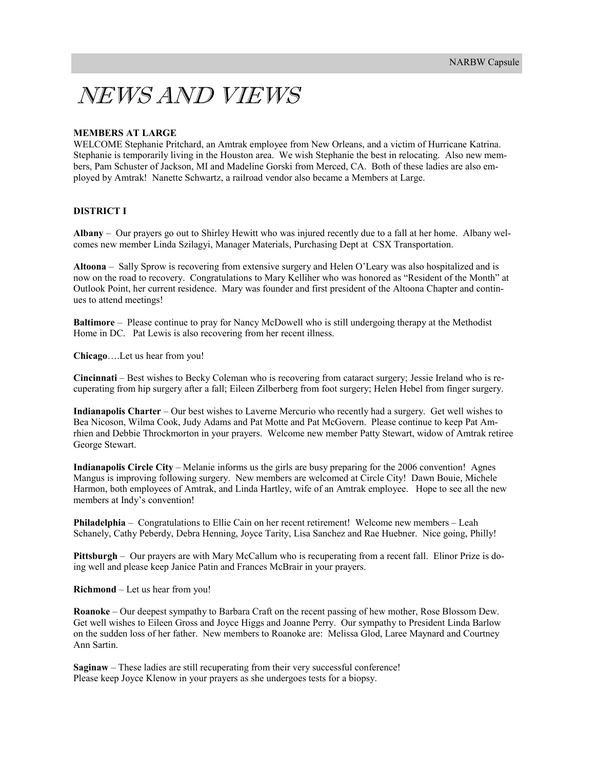# NEWS AND VIEWS

**MEMBERS AT LARGE**

WELCOME Stephanie Pritchard, an Amtrak employee from New Orleans, and a victim of Hurricane Katrina. Stephanie is temporarily living in the Houston area. We wish Stephanie the best in relocating. Also new members, Pam Schuster of Jackson, MI and Madeline Gorski from Merced, CA. Both of these ladies are also employed by Amtrak! Nanette Schwartz, a railroad vendor also became a Members at Large.

**DISTRICT I**

**Albany** – Our prayers go out to Shirley Hewitt who was injured recently due to a fall at her home. Albany welcomes new member Linda Szilagyi, Manager Materials, Purchasing Dept at CSX Transportation.

**Altoona** – Sally Sprow is recovering from extensive surgery and Helen O'Leary was also hospitalized and is now on the road to recovery. Congratulations to Mary Kelliher who was honored as "Resident of the Month" at Outlook Point, her current residence. Mary was founder and first president of the Altoona Chapter and continues to attend meetings!

**Baltimore** – Please continue to pray for Nancy McDowell who is still undergoing therapy at the Methodist Home in DC. Pat Lewis is also recovering from her recent illness.

**Chicago**….Let us hear from you!

**Cincinnati** – Best wishes to Becky Coleman who is recovering from cataract surgery; Jessie Ireland who is recuperating from hip surgery after a fall; Eileen Zilberberg from foot surgery; Helen Hebel from finger surgery.

**Indianapolis Charter** – Our best wishes to Laverne Mercurio who recently had a surgery. Get well wishes to Bea Nicoson, Wilma Cook, Judy Adams and Pat Motte and Pat McGovern. Please continue to keep Pat Amrhien and Debbie Throckmorton in your prayers. Welcome new member Patty Stewart, widow of Amtrak retiree George Stewart.

**Indianapolis Circle City** – Melanie informs us the girls are busy preparing for the 2006 convention! Agnes Mangus is improving following surgery. New members are welcomed at Circle City! Dawn Bouie, Michele Harmon, both employees of Amtrak, and Linda Hartley, wife of an Amtrak employee. Hope to see all the new members at Indy's convention!

**Philadelphia** – Congratulations to Ellie Cain on her recent retirement! Welcome new members – Leah Schanely, Cathy Peberdy, Debra Henning, Joyce Tarity, Lisa Sanchez and Rae Huebner. Nice going, Philly!

**Pittsburgh** – Our prayers are with Mary McCallum who is recuperating from a recent fall. Elinor Prize is doing well and please keep Janice Patin and Frances McBrair in your prayers.

**Richmond** – Let us hear from you!

**Roanoke** – Our deepest sympathy to Barbara Craft on the recent passing of hew mother, Rose Blossom Dew. Get well wishes to Eileen Gross and Joyce Higgs and Joanne Perry. Our sympathy to President Linda Barlow on the sudden loss of her father. New members to Roanoke are: Melissa Glod, Laree Maynard and Courtney Ann Sartin.

**Saginaw** – These ladies are still recuperating from their very successful conference!
Please keep Joyce Klenow in your prayers as she undergoes tests for a biopsy.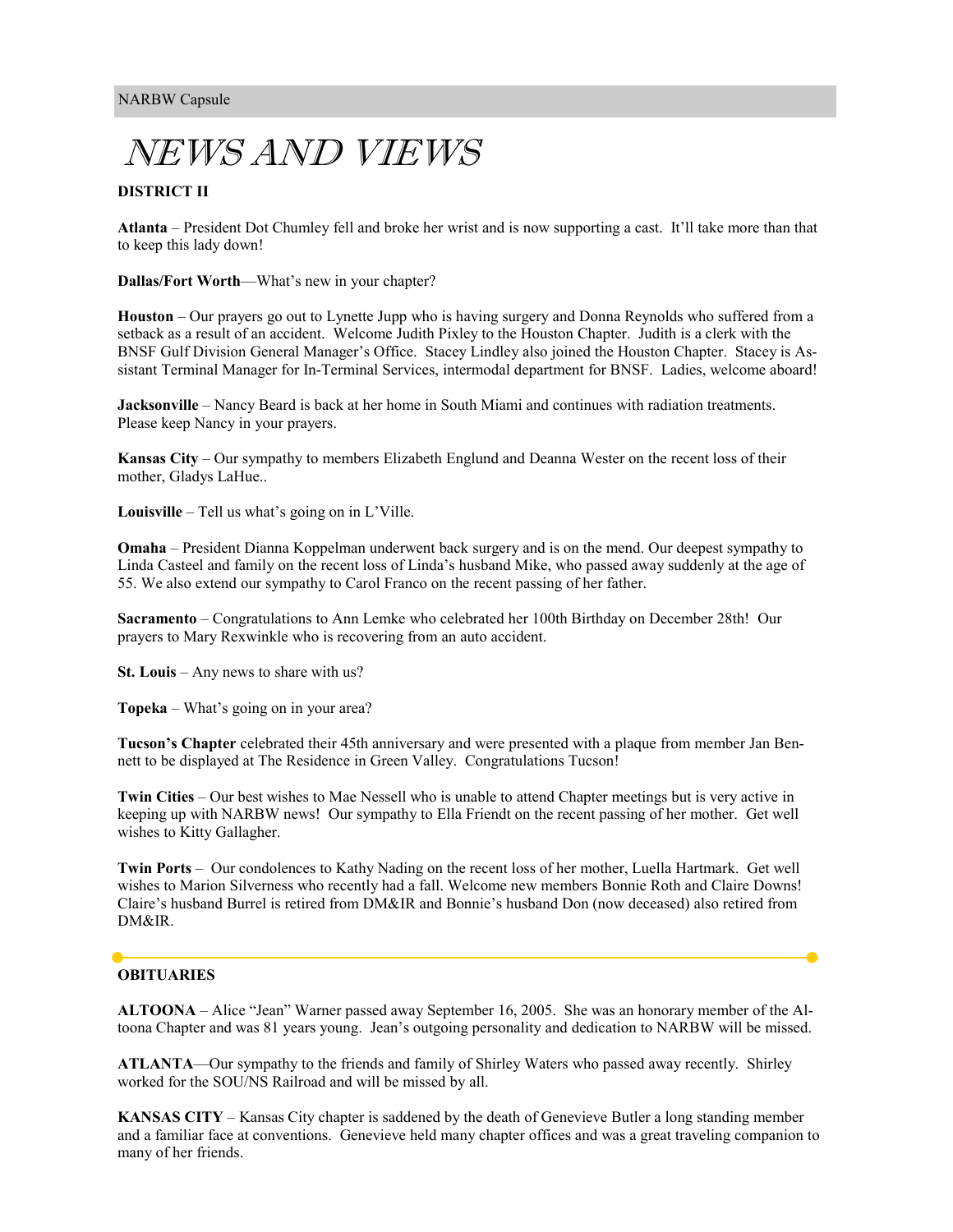# NEWS AND VIEWS

**DISTRICT II**

**Atlanta** – President Dot Chumley fell and broke her wrist and is now supporting a cast. It'll take more than that to keep this lady down!

**Dallas/Fort Worth**—What's new in your chapter?

**Houston** – Our prayers go out to Lynette Jupp who is having surgery and Donna Reynolds who suffered from a setback as a result of an accident. Welcome Judith Pixley to the Houston Chapter. Judith is a clerk with the BNSF Gulf Division General Manager's Office. Stacey Lindley also joined the Houston Chapter. Stacey is Assistant Terminal Manager for In-Terminal Services, intermodal department for BNSF. Ladies, welcome aboard!

**Jacksonville** – Nancy Beard is back at her home in South Miami and continues with radiation treatments. Please keep Nancy in your prayers.

**Kansas City** – Our sympathy to members Elizabeth Englund and Deanna Wester on the recent loss of their mother, Gladys LaHue..

**Louisville** – Tell us what's going on in L'Ville.

**Omaha** – President Dianna Koppelman underwent back surgery and is on the mend. Our deepest sympathy to Linda Casteel and family on the recent loss of Linda's husband Mike, who passed away suddenly at the age of 55. We also extend our sympathy to Carol Franco on the recent passing of her father.

**Sacramento** – Congratulations to Ann Lemke who celebrated her 100th Birthday on December 28th! Our prayers to Mary Rexwinkle who is recovering from an auto accident.

**St. Louis** – Any news to share with us?

**Topeka** – What's going on in your area?

**Tucson's Chapter** celebrated their 45th anniversary and were presented with a plaque from member Jan Bennett to be displayed at The Residence in Green Valley. Congratulations Tucson!

**Twin Cities** – Our best wishes to Mae Nessell who is unable to attend Chapter meetings but is very active in keeping up with NARBW news! Our sympathy to Ella Friendt on the recent passing of her mother. Get well wishes to Kitty Gallagher.

**Twin Ports** – Our condolences to Kathy Nading on the recent loss of her mother, Luella Hartmark. Get well wishes to Marion Silverness who recently had a fall. Welcome new members Bonnie Roth and Claire Downs! Claire's husband Burrel is retired from DM&IR and Bonnie's husband Don (now deceased) also retired from DM&IR.

---

**OBITUARIES**

**ALTOONA** – Alice "Jean" Warner passed away September 16, 2005. She was an honorary member of the Altoona Chapter and was 81 years young. Jean's outgoing personality and dedication to NARBW will be missed.

**ATLANTA**—Our sympathy to the friends and family of Shirley Waters who passed away recently. Shirley worked for the SOU/NS Railroad and will be missed by all.

**KANSAS CITY** – Kansas City chapter is saddened by the death of Genevieve Butler a long standing member and a familiar face at conventions. Genevieve held many chapter offices and was a great traveling companion to many of her friends.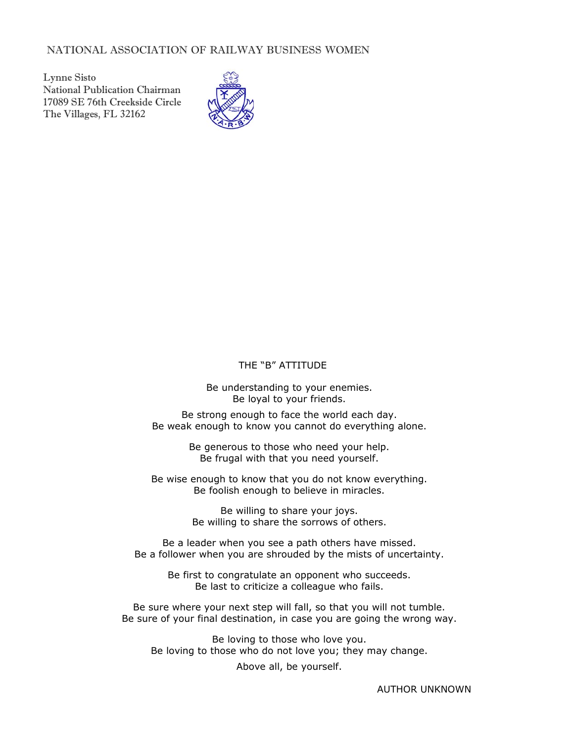NATIONAL ASSOCIATION OF RAILWAY BUSINESS WOMEN

Lynne Sisto
National Publication Chairman
17089 SE 76th Creekside Circle
The Villages, FL 32162

## THE "B" ATTITUDE

Be understanding to your enemies.
Be loyal to your friends.

Be strong enough to face the world each day.
Be weak enough to know you cannot do everything alone.

Be generous to those who need your help.
Be frugal with that you need yourself.

Be wise enough to know that you do not know everything.
Be foolish enough to believe in miracles.

Be willing to share your joys.
Be willing to share the sorrows of others.

Be a leader when you see a path others have missed.
Be a follower when you are shrouded by the mists of uncertainty.

Be first to congratulate an opponent who succeeds.
Be last to criticize a colleague who fails.

Be sure where your next step will fall, so that you will not tumble.
Be sure of your final destination, in case you are going the wrong way.

Be loving to those who love you.
Be loving to those who do not love you; they may change.

Above all, be yourself.

AUTHOR UNKNOWN